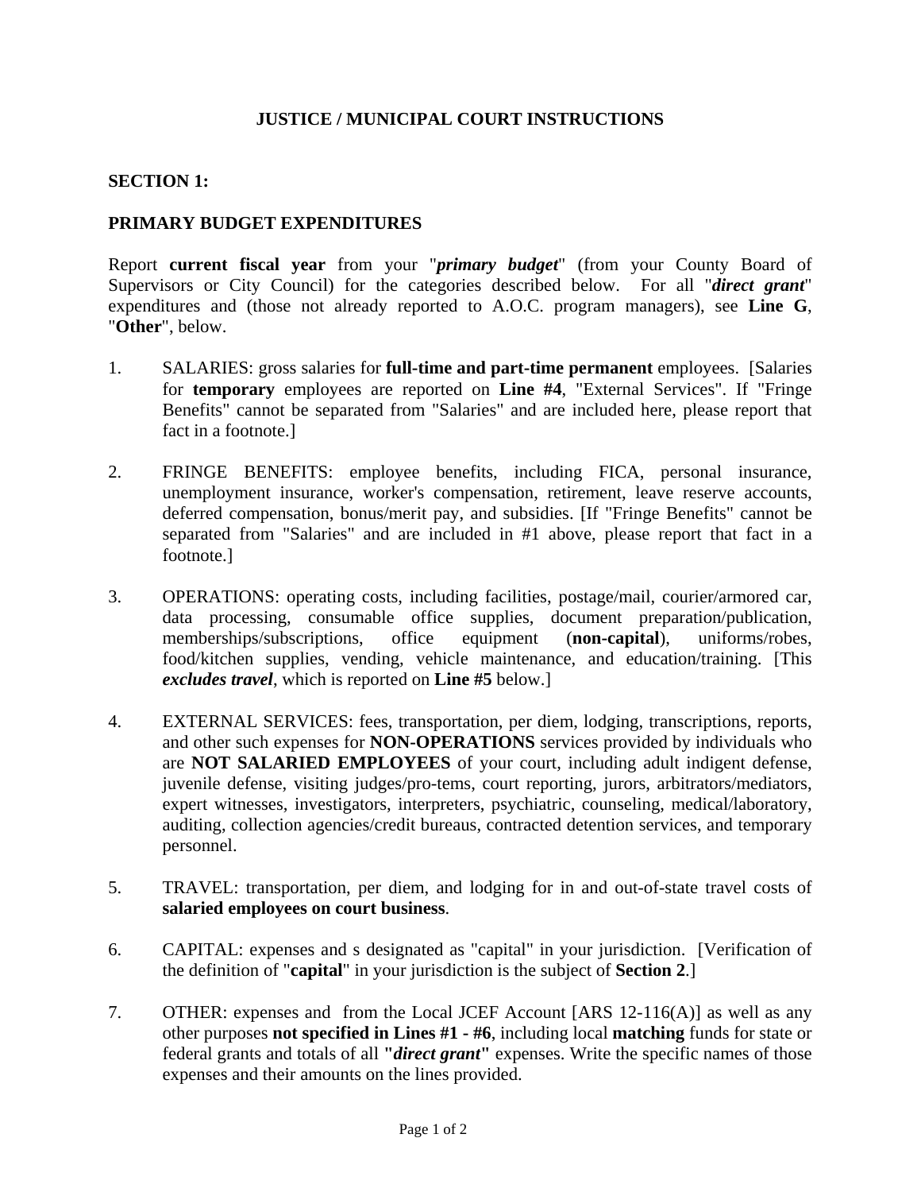# JUSTICE / MUNICIPAL COURT INSTRUCTIONS

## SECTION 1:

## PRIMARY BUDGET EXPENDITURES

Report **current fiscal year** from your "***primary budget***" (from your County Board of Supervisors or City Council) for the categories described below. For all "***direct grant***" expenditures and (those not already reported to A.O.C. program managers), see **Line G**, "**Other**", below.

1. SALARIES: gross salaries for **full-time and part-time permanent** employees. [Salaries for **temporary** employees are reported on **Line #4**, "External Services". If "Fringe Benefits" cannot be separated from "Salaries" and are included here, please report that fact in a footnote.]

2. FRINGE BENEFITS: employee benefits, including FICA, personal insurance, unemployment insurance, worker's compensation, retirement, leave reserve accounts, deferred compensation, bonus/merit pay, and subsidies. [If "Fringe Benefits" cannot be separated from "Salaries" and are included in #1 above, please report that fact in a footnote.]

3. OPERATIONS: operating costs, including facilities, postage/mail, courier/armored car, data processing, consumable office supplies, document preparation/publication, memberships/subscriptions, office equipment (**non-capital**), uniforms/robes, food/kitchen supplies, vending, vehicle maintenance, and education/training. [This ***excludes travel***, which is reported on **Line #5** below.]

4. EXTERNAL SERVICES: fees, transportation, per diem, lodging, transcriptions, reports, and other such expenses for **NON-OPERATIONS** services provided by individuals who are **NOT SALARIED EMPLOYEES** of your court, including adult indigent defense, juvenile defense, visiting judges/pro-tems, court reporting, jurors, arbitrators/mediators, expert witnesses, investigators, interpreters, psychiatric, counseling, medical/laboratory, auditing, collection agencies/credit bureaus, contracted detention services, and temporary personnel.

5. TRAVEL: transportation, per diem, and lodging for in and out-of-state travel costs of **salaried employees on court business**.

6. CAPITAL: expenses and s designated as "capital" in your jurisdiction. [Verification of the definition of "**capital**" in your jurisdiction is the subject of **Section 2**.]

7. OTHER: expenses and from the Local JCEF Account [ARS 12-116(A)] as well as any other purposes **not specified in Lines #1 - #6**, including local **matching** funds for state or federal grants and totals of all **"*direct grant*"** expenses. Write the specific names of those expenses and their amounts on the lines provided.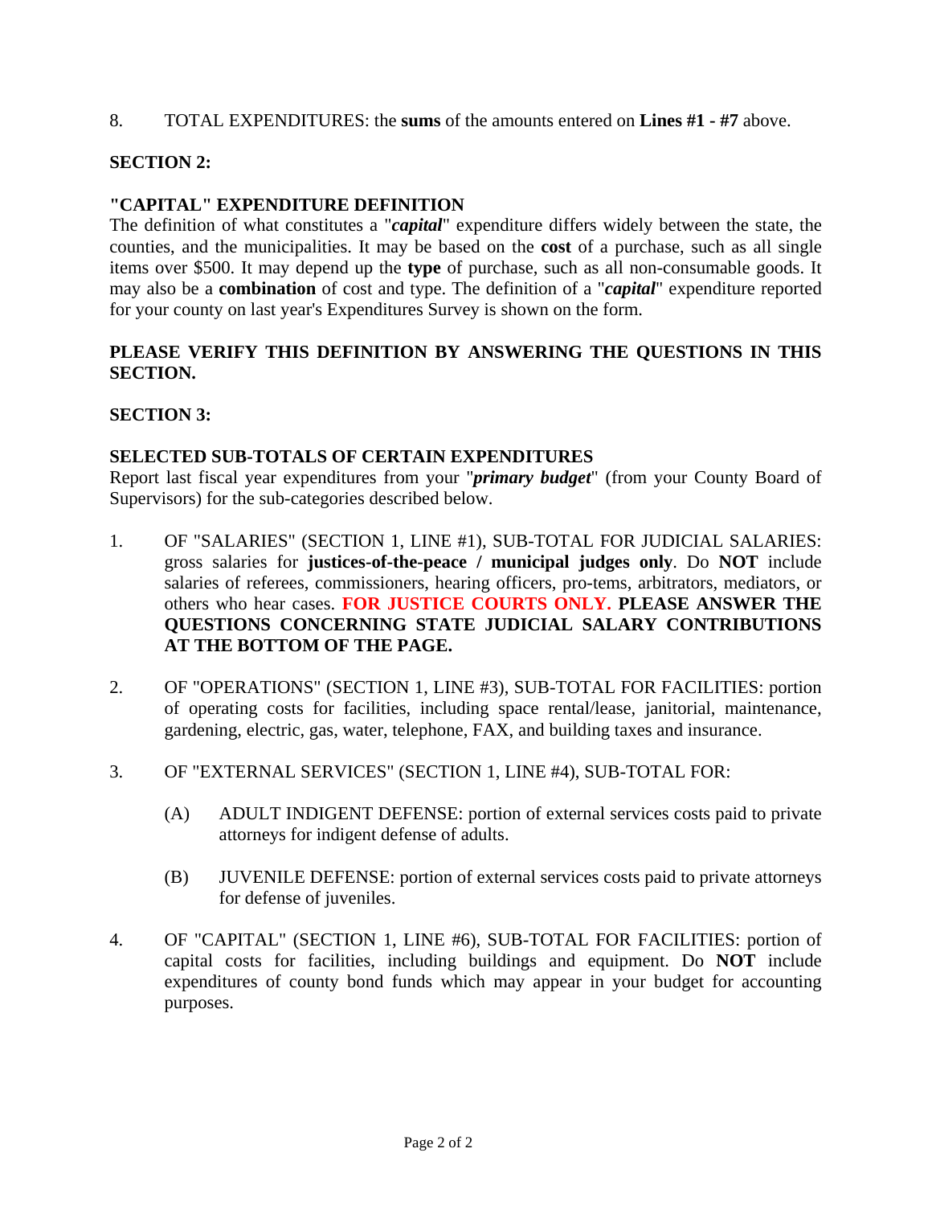8. TOTAL EXPENDITURES: the **sums** of the amounts entered on **Lines #1 - #7** above.

**SECTION 2:**

**"CAPITAL" EXPENDITURE DEFINITION**

The definition of what constitutes a "***capital***" expenditure differs widely between the state, the counties, and the municipalities. It may be based on the **cost** of a purchase, such as all single items over $500. It may depend up the **type** of purchase, such as all non-consumable goods. It may also be a **combination** of cost and type. The definition of a "***capital***" expenditure reported for your county on last year's Expenditures Survey is shown on the form.

**PLEASE VERIFY THIS DEFINITION BY ANSWERING THE QUESTIONS IN THIS SECTION.**

**SECTION 3:**

**SELECTED SUB-TOTALS OF CERTAIN EXPENDITURES**

Report last fiscal year expenditures from your "***primary budget***" (from your County Board of Supervisors) for the sub-categories described below.

1. OF "SALARIES" (SECTION 1, LINE #1), SUB-TOTAL FOR JUDICIAL SALARIES: gross salaries for **justices-of-the-peace / municipal judges only**. Do **NOT** include salaries of referees, commissioners, hearing officers, pro-tems, arbitrators, mediators, or others who hear cases. **FOR JUSTICE COURTS ONLY. PLEASE ANSWER THE QUESTIONS CONCERNING STATE JUDICIAL SALARY CONTRIBUTIONS AT THE BOTTOM OF THE PAGE.**

2. OF "OPERATIONS" (SECTION 1, LINE #3), SUB-TOTAL FOR FACILITIES: portion of operating costs for facilities, including space rental/lease, janitorial, maintenance, gardening, electric, gas, water, telephone, FAX, and building taxes and insurance.

3. OF "EXTERNAL SERVICES" (SECTION 1, LINE #4), SUB-TOTAL FOR:

   (A) ADULT INDIGENT DEFENSE: portion of external services costs paid to private attorneys for indigent defense of adults.

   (B) JUVENILE DEFENSE: portion of external services costs paid to private attorneys for defense of juveniles.

4. OF "CAPITAL" (SECTION 1, LINE #6), SUB-TOTAL FOR FACILITIES: portion of capital costs for facilities, including buildings and equipment. Do **NOT** include expenditures of county bond funds which may appear in your budget for accounting purposes.